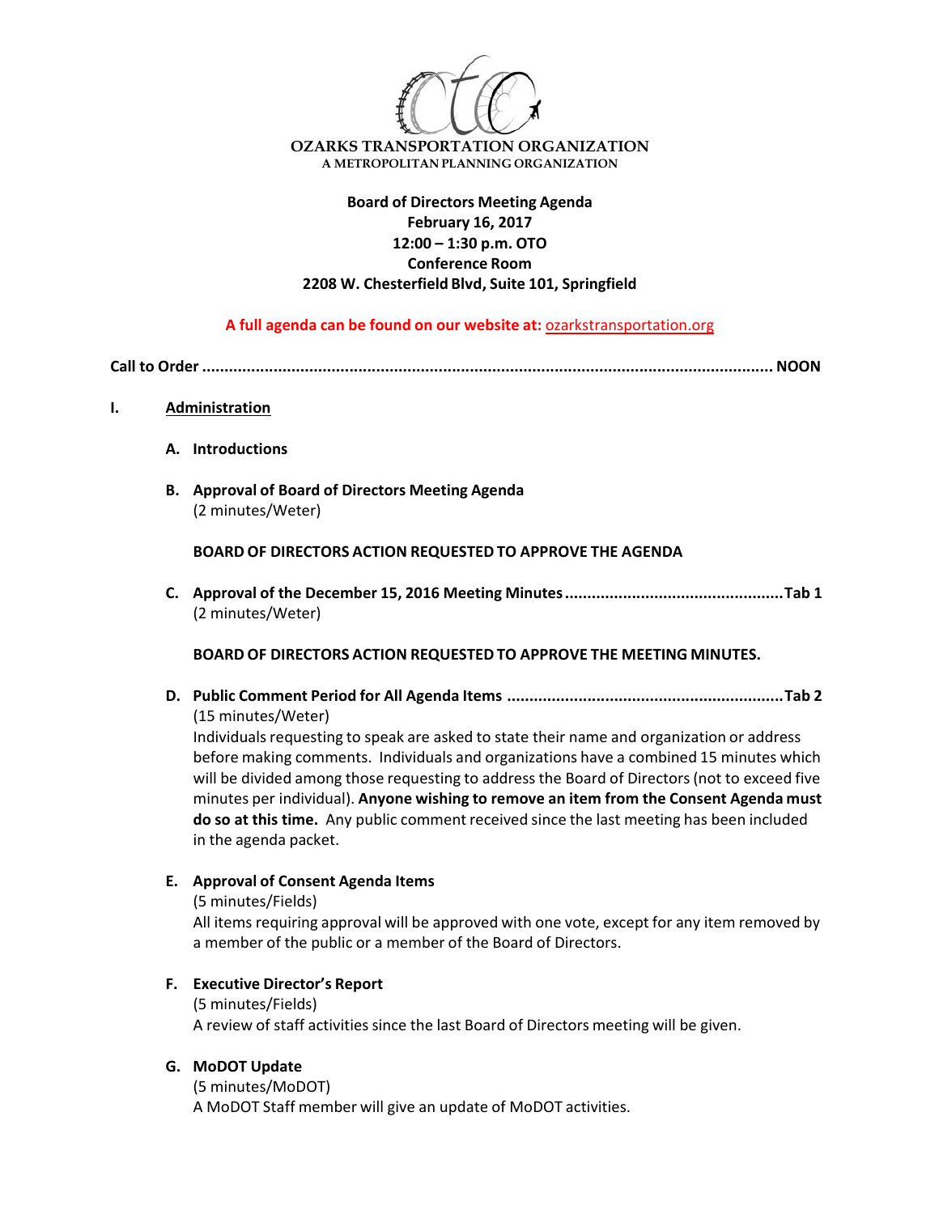**OZARKS TRANSPORTATION ORGANIZATION**
A METROPOLITAN PLANNING ORGANIZATION

**Board of Directors Meeting Agenda**
**February 16, 2017**
**12:00 – 1:30 p.m. OTO**
**Conference Room**
**2208 W. Chesterfield Blvd, Suite 101, Springfield**

**A full agenda can be found on our website at:** ozarkstransportation.org

**Call to Order ........................................................................................................................ NOON**

**I. Administration**

**A. Introductions**

**B. Approval of Board of Directors Meeting Agenda**
(2 minutes/Weter)

**BOARD OF DIRECTORS ACTION REQUESTED TO APPROVE THE AGENDA**

**C. Approval of the December 15, 2016 Meeting Minutes ................................................ Tab 1**
(2 minutes/Weter)

**BOARD OF DIRECTORS ACTION REQUESTED TO APPROVE THE MEETING MINUTES.**

**D. Public Comment Period for All Agenda Items ............................................................ Tab 2**
(15 minutes/Weter)
Individuals requesting to speak are asked to state their name and organization or address before making comments. Individuals and organizations have a combined 15 minutes which will be divided among those requesting to address the Board of Directors (not to exceed five minutes per individual). **Anyone wishing to remove an item from the Consent Agenda must do so at this time.** Any public comment received since the last meeting has been included in the agenda packet.

**E. Approval of Consent Agenda Items**
(5 minutes/Fields)
All items requiring approval will be approved with one vote, except for any item removed by a member of the public or a member of the Board of Directors.

**F. Executive Director's Report**
(5 minutes/Fields)
A review of staff activities since the last Board of Directors meeting will be given.

**G. MoDOT Update**
(5 minutes/MoDOT)
A MoDOT Staff member will give an update of MoDOT activities.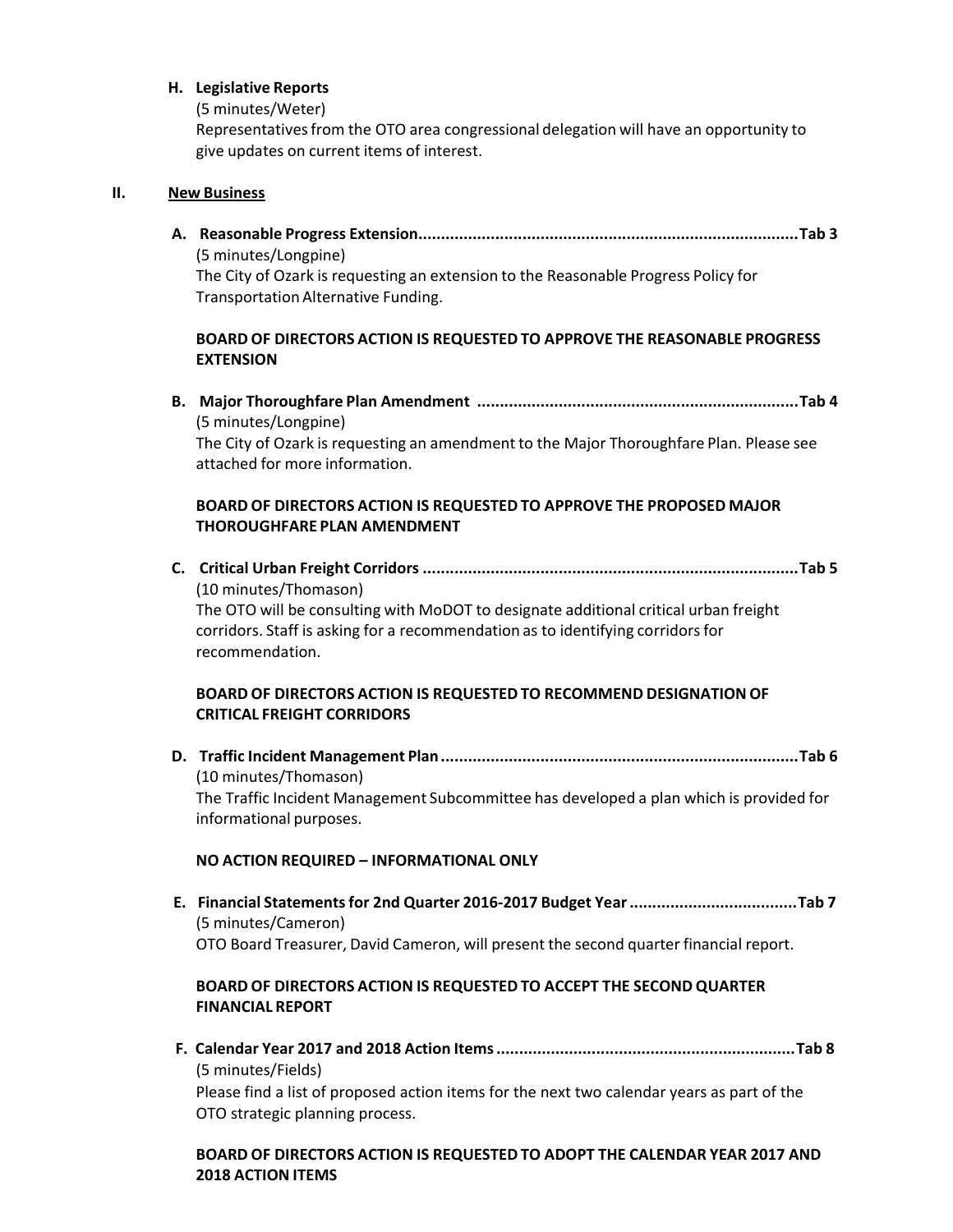**H. Legislative Reports**

(5 minutes/Weter)

Representatives from the OTO area congressional delegation will have an opportunity to give updates on current items of interest.

## II. New Business

**A. Reasonable Progress Extension....................................................................................Tab 3**

(5 minutes/Longpine)

The City of Ozark is requesting an extension to the Reasonable Progress Policy for Transportation Alternative Funding.

**BOARD OF DIRECTORS ACTION IS REQUESTED TO APPROVE THE REASONABLE PROGRESS EXTENSION**

**B. Major Thoroughfare Plan Amendment .......................................................................Tab 4**

(5 minutes/Longpine)

The City of Ozark is requesting an amendment to the Major Thoroughfare Plan. Please see attached for more information.

**BOARD OF DIRECTORS ACTION IS REQUESTED TO APPROVE THE PROPOSED MAJOR THOROUGHFARE PLAN AMENDMENT**

**C. Critical Urban Freight Corridors ...................................................................................Tab 5**

(10 minutes/Thomason)

The OTO will be consulting with MoDOT to designate additional critical urban freight corridors. Staff is asking for a recommendation as to identifying corridors for recommendation.

**BOARD OF DIRECTORS ACTION IS REQUESTED TO RECOMMEND DESIGNATION OF CRITICAL FREIGHT CORRIDORS**

**D. Traffic Incident Management Plan...............................................................................Tab 6**

(10 minutes/Thomason)

The Traffic Incident Management Subcommittee has developed a plan which is provided for informational purposes.

**NO ACTION REQUIRED – INFORMATIONAL ONLY**

**E. Financial Statements for 2nd Quarter 2016-2017 Budget Year .....................................Tab 7**

(5 minutes/Cameron)

OTO Board Treasurer, David Cameron, will present the second quarter financial report.

**BOARD OF DIRECTORS ACTION IS REQUESTED TO ACCEPT THE SECOND QUARTER FINANCIAL REPORT**

**F. Calendar Year 2017 and 2018 Action Items .................................................................Tab 8**

(5 minutes/Fields)

Please find a list of proposed action items for the next two calendar years as part of the OTO strategic planning process.

**BOARD OF DIRECTORS ACTION IS REQUESTED TO ADOPT THE CALENDAR YEAR 2017 AND 2018 ACTION ITEMS**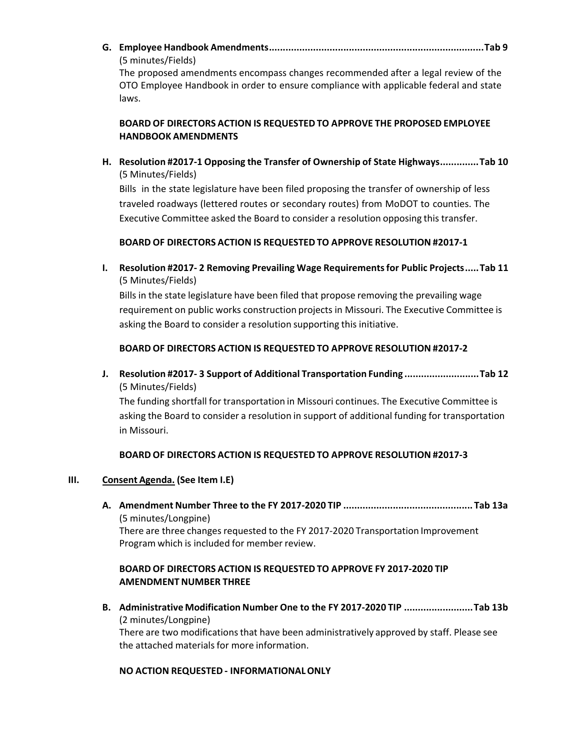**G. Employee Handbook Amendments..............................................................................Tab 9**

(5 minutes/Fields)

The proposed amendments encompass changes recommended after a legal review of the OTO Employee Handbook in order to ensure compliance with applicable federal and state laws.

**BOARD OF DIRECTORS ACTION IS REQUESTED TO APPROVE THE PROPOSED EMPLOYEE HANDBOOK AMENDMENTS**

**H. Resolution #2017-1 Opposing the Transfer of Ownership of State Highways..............Tab 10**

(5 Minutes/Fields)

Bills in the state legislature have been filed proposing the transfer of ownership of less traveled roadways (lettered routes or secondary routes) from MoDOT to counties. The Executive Committee asked the Board to consider a resolution opposing this transfer.

**BOARD OF DIRECTORS ACTION IS REQUESTED TO APPROVE RESOLUTION #2017-1**

**I. Resolution #2017- 2 Removing Prevailing Wage Requirements for Public Projects.....Tab 11**

(5 Minutes/Fields)

Bills in the state legislature have been filed that propose removing the prevailing wage requirement on public works construction projects in Missouri. The Executive Committee is asking the Board to consider a resolution supporting this initiative.

**BOARD OF DIRECTORS ACTION IS REQUESTED TO APPROVE RESOLUTION #2017-2**

**J. Resolution #2017- 3 Support of Additional Transportation Funding ...........................Tab 12**

(5 Minutes/Fields)

The funding shortfall for transportation in Missouri continues. The Executive Committee is asking the Board to consider a resolution in support of additional funding for transportation in Missouri.

**BOARD OF DIRECTORS ACTION IS REQUESTED TO APPROVE RESOLUTION #2017-3**

## III. Consent Agenda. (See Item I.E)

**A. Amendment Number Three to the FY 2017-2020 TIP ..............................................Tab 13a**

(5 minutes/Longpine)

There are three changes requested to the FY 2017-2020 Transportation Improvement Program which is included for member review.

**BOARD OF DIRECTORS ACTION IS REQUESTED TO APPROVE FY 2017-2020 TIP AMENDMENT NUMBER THREE**

**B. Administrative Modification Number One to the FY 2017-2020 TIP .........................Tab 13b**

(2 minutes/Longpine)

There are two modifications that have been administratively approved by staff. Please see the attached materials for more information.

**NO ACTION REQUESTED - INFORMATIONAL ONLY**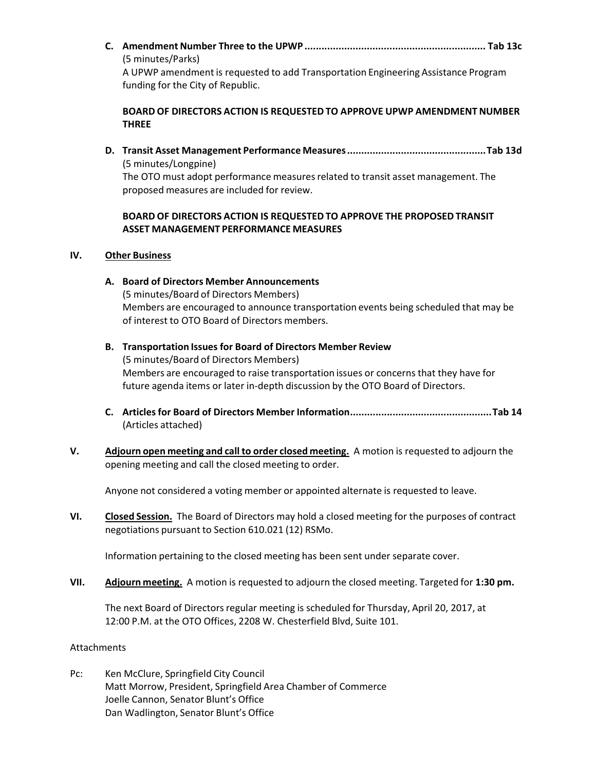C. **Amendment Number Three to the UPWP ................................................................ Tab 13c**
(5 minutes/Parks)
A UPWP amendment is requested to add Transportation Engineering Assistance Program funding for the City of Republic.

**BOARD OF DIRECTORS ACTION IS REQUESTED TO APPROVE UPWP AMENDMENT NUMBER THREE**

D. **Transit Asset Management Performance Measures ................................................ Tab 13d**
(5 minutes/Longpine)
The OTO must adopt performance measures related to transit asset management. The proposed measures are included for review.

**BOARD OF DIRECTORS ACTION IS REQUESTED TO APPROVE THE PROPOSED TRANSIT ASSET MANAGEMENT PERFORMANCE MEASURES**

**IV. <u>Other Business</u>**

A. **Board of Directors Member Announcements**
(5 minutes/Board of Directors Members)
Members are encouraged to announce transportation events being scheduled that may be of interest to OTO Board of Directors members.

B. **Transportation Issues for Board of Directors Member Review**
(5 minutes/Board of Directors Members)
Members are encouraged to raise transportation issues or concerns that they have for future agenda items or later in-depth discussion by the OTO Board of Directors.

C. **Articles for Board of Directors Member Information................................................. Tab 14**
(Articles attached)

**V. <u>Adjourn open meeting and call to order closed meeting.</u>** A motion is requested to adjourn the opening meeting and call the closed meeting to order.

Anyone not considered a voting member or appointed alternate is requested to leave.

**VI. <u>Closed Session.</u>** The Board of Directors may hold a closed meeting for the purposes of contract negotiations pursuant to Section 610.021 (12) RSMo.

Information pertaining to the closed meeting has been sent under separate cover.

**VII. <u>Adjourn meeting.</u>** A motion is requested to adjourn the closed meeting. Targeted for **1:30 pm.**

The next Board of Directors regular meeting is scheduled for Thursday, April 20, 2017, at 12:00 P.M. at the OTO Offices, 2208 W. Chesterfield Blvd, Suite 101.

Attachments

Pc: Ken McClure, Springfield City Council
Matt Morrow, President, Springfield Area Chamber of Commerce
Joelle Cannon, Senator Blunt's Office
Dan Wadlington, Senator Blunt's Office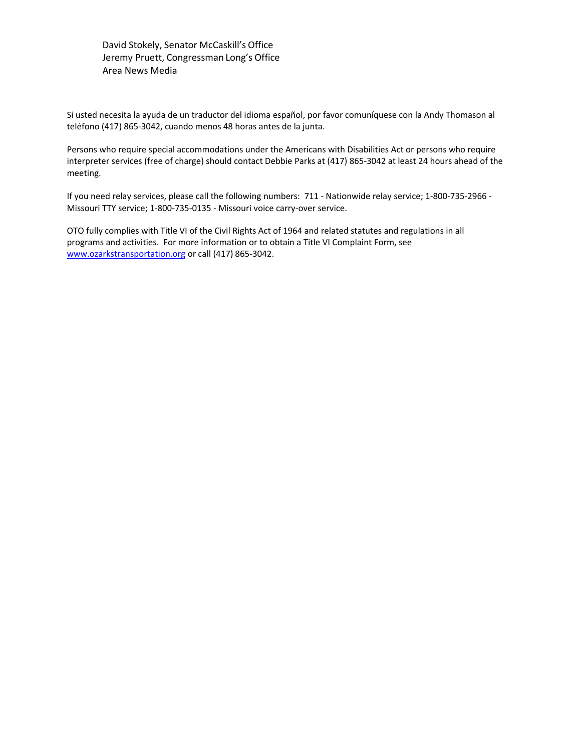David Stokely, Senator McCaskill's Office
Jeremy Pruett, Congressman Long's Office
Area News Media

Si usted necesita la ayuda de un traductor del idioma español, por favor comuníquese con la Andy Thomason al teléfono (417) 865-3042, cuando menos 48 horas antes de la junta.

Persons who require special accommodations under the Americans with Disabilities Act or persons who require interpreter services (free of charge) should contact Debbie Parks at (417) 865-3042 at least 24 hours ahead of the meeting.

If you need relay services, please call the following numbers: 711 - Nationwide relay service; 1-800-735-2966 - Missouri TTY service; 1-800-735-0135 - Missouri voice carry-over service.

OTO fully complies with Title VI of the Civil Rights Act of 1964 and related statutes and regulations in all programs and activities. For more information or to obtain a Title VI Complaint Form, see www.ozarkstransportation.org or call (417) 865-3042.